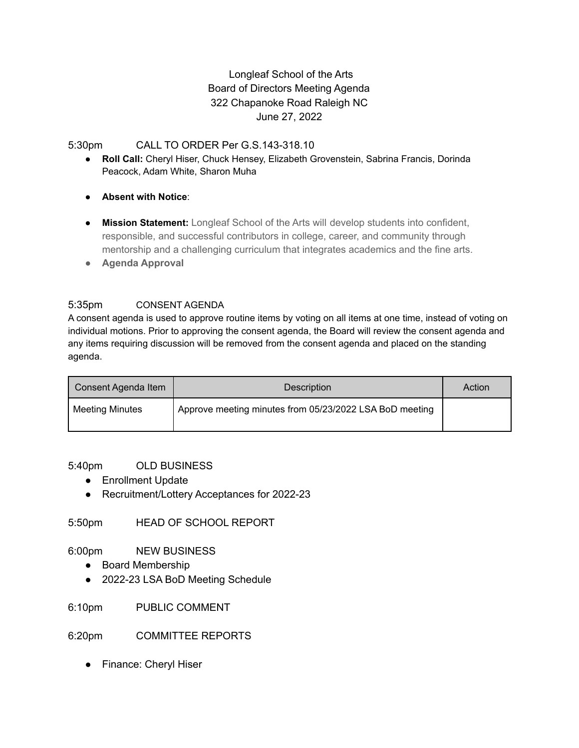# Longleaf School of the Arts
## Board of Directors Meeting Agenda
322 Chapanoke Road Raleigh NC
June 27, 2022

5:30pm CALL TO ORDER Per G.S.143-318.10

- **Roll Call:** Cheryl Hiser, Chuck Hensey, Elizabeth Grovenstein, Sabrina Francis, Dorinda Peacock, Adam White, Sharon Muha
- **Absent with Notice**:
- **Mission Statement:** Longleaf School of the Arts will develop students into confident, responsible, and successful contributors in college, career, and community through mentorship and a challenging curriculum that integrates academics and the fine arts.
- **Agenda Approval**

5:35pm CONSENT AGENDA

A consent agenda is used to approve routine items by voting on all items at one time, instead of voting on individual motions. Prior to approving the consent agenda, the Board will review the consent agenda and any items requiring discussion will be removed from the consent agenda and placed on the standing agenda.

| Consent Agenda Item | Description | Action |
|---|---|---|
| Meeting Minutes | Approve meeting minutes from 05/23/2022 LSA BoD meeting | |

5:40pm OLD BUSINESS

- Enrollment Update
- Recruitment/Lottery Acceptances for 2022-23

5:50pm HEAD OF SCHOOL REPORT

6:00pm NEW BUSINESS

- Board Membership
- 2022-23 LSA BoD Meeting Schedule

6:10pm PUBLIC COMMENT

6:20pm COMMITTEE REPORTS

- Finance: Cheryl Hiser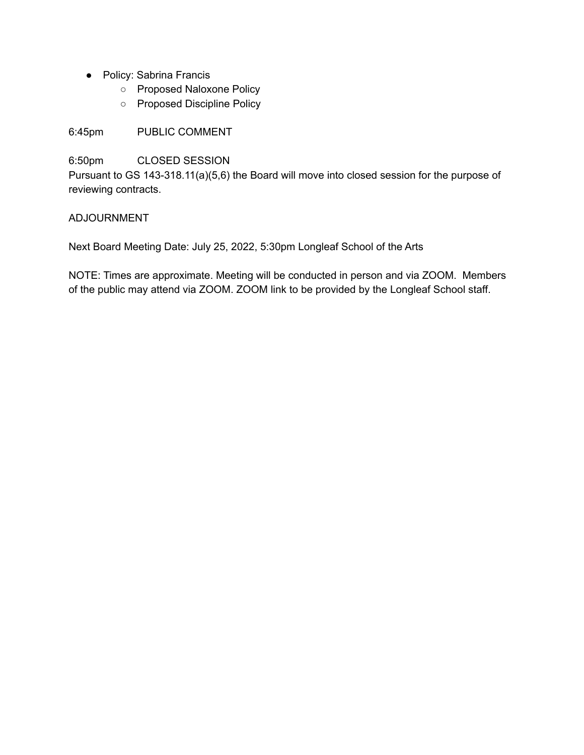- Policy: Sabrina Francis
  - Proposed Naloxone Policy
  - Proposed Discipline Policy

6:45pm PUBLIC COMMENT

6:50pm CLOSED SESSION

Pursuant to GS 143-318.11(a)(5,6) the Board will move into closed session for the purpose of reviewing contracts.

ADJOURNMENT

Next Board Meeting Date: July 25, 2022, 5:30pm Longleaf School of the Arts

NOTE: Times are approximate. Meeting will be conducted in person and via ZOOM. Members of the public may attend via ZOOM. ZOOM link to be provided by the Longleaf School staff.